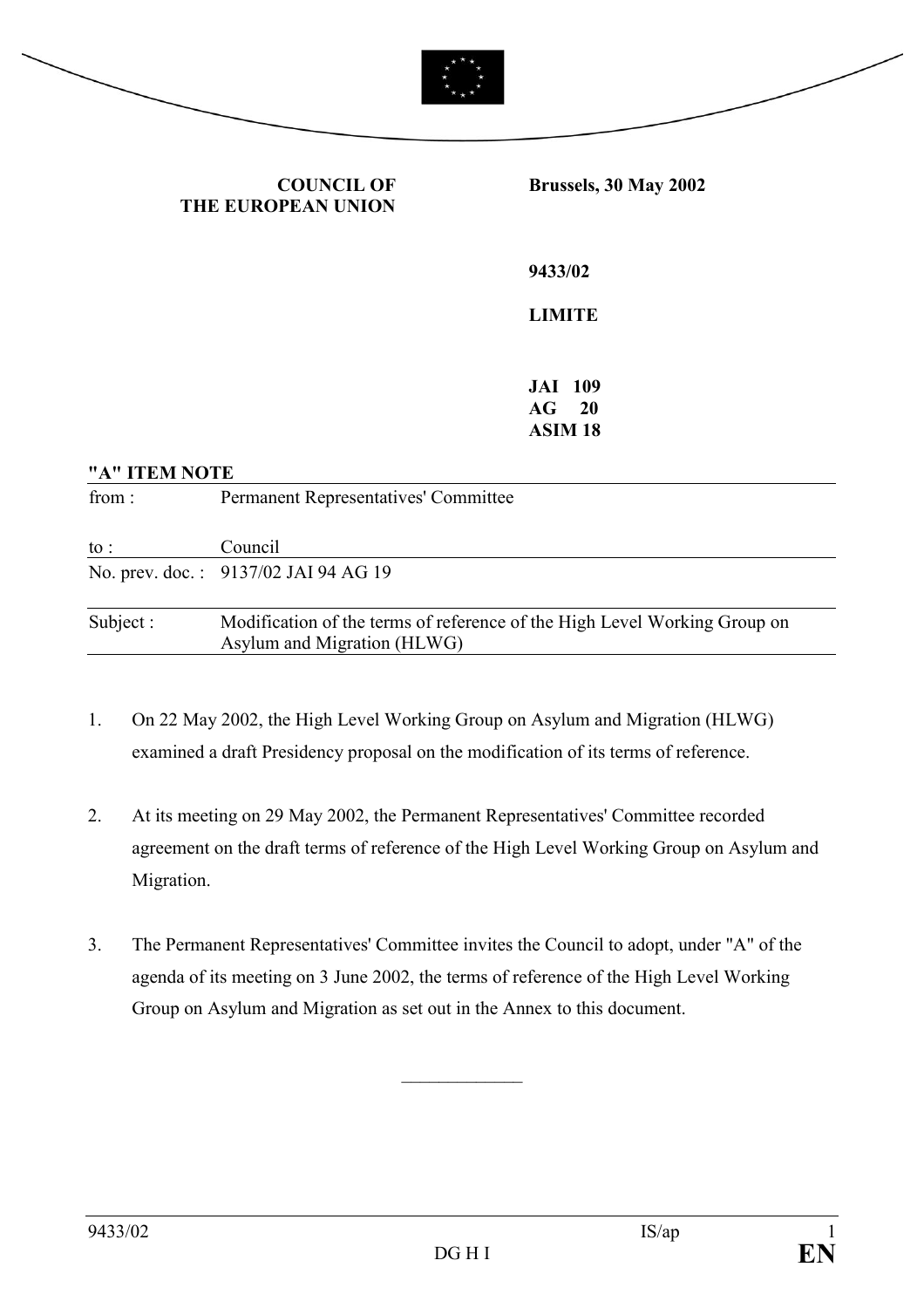**COUNCIL OF THE EUROPEAN UNION**

**Brussels, 30 May 2002**

**9433/02**

**LIMITE**

**JAI 109**
**AG 20**
**ASIM 18**

**"A" ITEM NOTE**

| | |
|---|---|
| from : | Permanent Representatives' Committee |
| to : | Council |
| No. prev. doc. : | 9137/02 JAI 94 AG 19 |
| Subject : | Modification of the terms of reference of the High Level Working Group on Asylum and Migration (HLWG) |

1. On 22 May 2002, the High Level Working Group on Asylum and Migration (HLWG) examined a draft Presidency proposal on the modification of its terms of reference.

2. At its meeting on 29 May 2002, the Permanent Representatives' Committee recorded agreement on the draft terms of reference of the High Level Working Group on Asylum and Migration.

3. The Permanent Representatives' Committee invites the Council to adopt, under "A" of the agenda of its meeting on 3 June 2002, the terms of reference of the High Level Working Group on Asylum and Migration as set out in the Annex to this document.

______________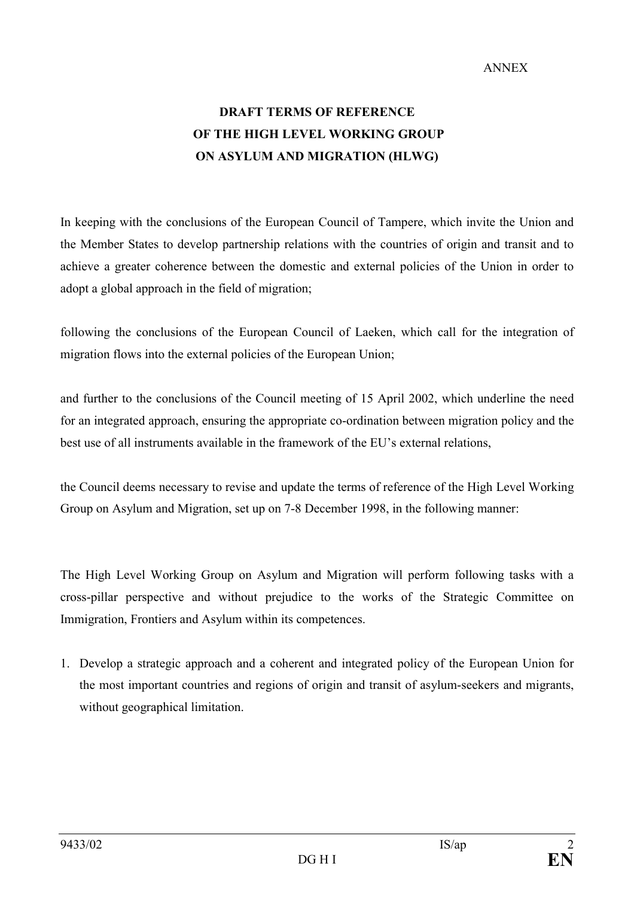ANNEX

# DRAFT TERMS OF REFERENCE OF THE HIGH LEVEL WORKING GROUP ON ASYLUM AND MIGRATION (HLWG)

In keeping with the conclusions of the European Council of Tampere, which invite the Union and the Member States to develop partnership relations with the countries of origin and transit and to achieve a greater coherence between the domestic and external policies of the Union in order to adopt a global approach in the field of migration;

following the conclusions of the European Council of Laeken, which call for the integration of migration flows into the external policies of the European Union;

and further to the conclusions of the Council meeting of 15 April 2002, which underline the need for an integrated approach, ensuring the appropriate co-ordination between migration policy and the best use of all instruments available in the framework of the EU's external relations,

the Council deems necessary to revise and update the terms of reference of the High Level Working Group on Asylum and Migration, set up on 7-8 December 1998, in the following manner:

The High Level Working Group on Asylum and Migration will perform following tasks with a cross-pillar perspective and without prejudice to the works of the Strategic Committee on Immigration, Frontiers and Asylum within its competences.

1. Develop a strategic approach and a coherent and integrated policy of the European Union for the most important countries and regions of origin and transit of asylum-seekers and migrants, without geographical limitation.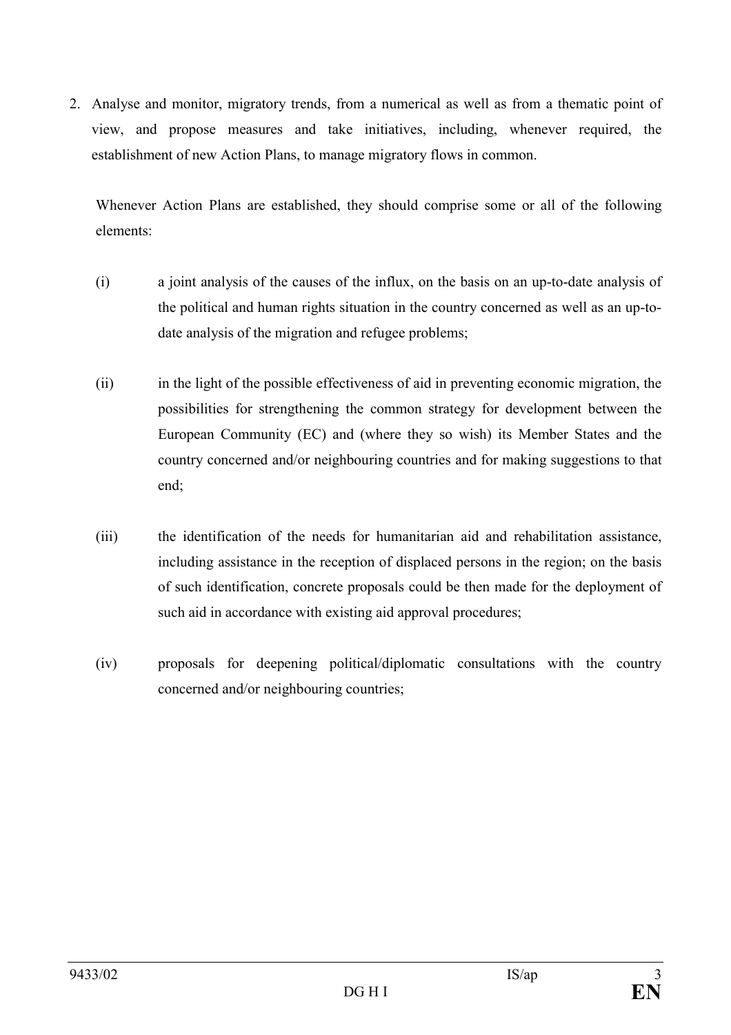2. Analyse and monitor, migratory trends, from a numerical as well as from a thematic point of view, and propose measures and take initiatives, including, whenever required, the establishment of new Action Plans, to manage migratory flows in common.

   Whenever Action Plans are established, they should comprise some or all of the following elements:

   (i) a joint analysis of the causes of the influx, on the basis on an up-to-date analysis of the political and human rights situation in the country concerned as well as an up-to-date analysis of the migration and refugee problems;

   (ii) in the light of the possible effectiveness of aid in preventing economic migration, the possibilities for strengthening the common strategy for development between the European Community (EC) and (where they so wish) its Member States and the country concerned and/or neighbouring countries and for making suggestions to that end;

   (iii) the identification of the needs for humanitarian aid and rehabilitation assistance, including assistance in the reception of displaced persons in the region; on the basis of such identification, concrete proposals could be then made for the deployment of such aid in accordance with existing aid approval procedures;

   (iv) proposals for deepening political/diplomatic consultations with the country concerned and/or neighbouring countries;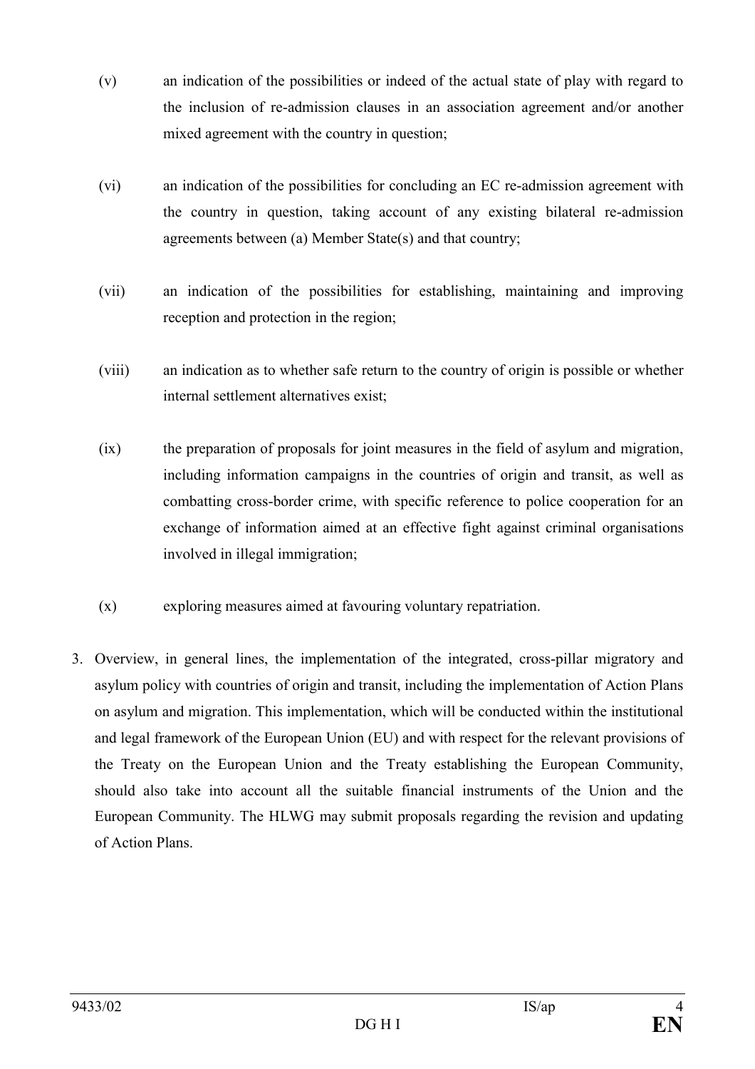(v) an indication of the possibilities or indeed of the actual state of play with regard to the inclusion of re-admission clauses in an association agreement and/or another mixed agreement with the country in question;

(vi) an indication of the possibilities for concluding an EC re-admission agreement with the country in question, taking account of any existing bilateral re-admission agreements between (a) Member State(s) and that country;

(vii) an indication of the possibilities for establishing, maintaining and improving reception and protection in the region;

(viii) an indication as to whether safe return to the country of origin is possible or whether internal settlement alternatives exist;

(ix) the preparation of proposals for joint measures in the field of asylum and migration, including information campaigns in the countries of origin and transit, as well as combatting cross-border crime, with specific reference to police cooperation for an exchange of information aimed at an effective fight against criminal organisations involved in illegal immigration;

(x) exploring measures aimed at favouring voluntary repatriation.

3. Overview, in general lines, the implementation of the integrated, cross-pillar migratory and asylum policy with countries of origin and transit, including the implementation of Action Plans on asylum and migration. This implementation, which will be conducted within the institutional and legal framework of the European Union (EU) and with respect for the relevant provisions of the Treaty on the European Union and the Treaty establishing the European Community, should also take into account all the suitable financial instruments of the Union and the European Community. The HLWG may submit proposals regarding the revision and updating of Action Plans.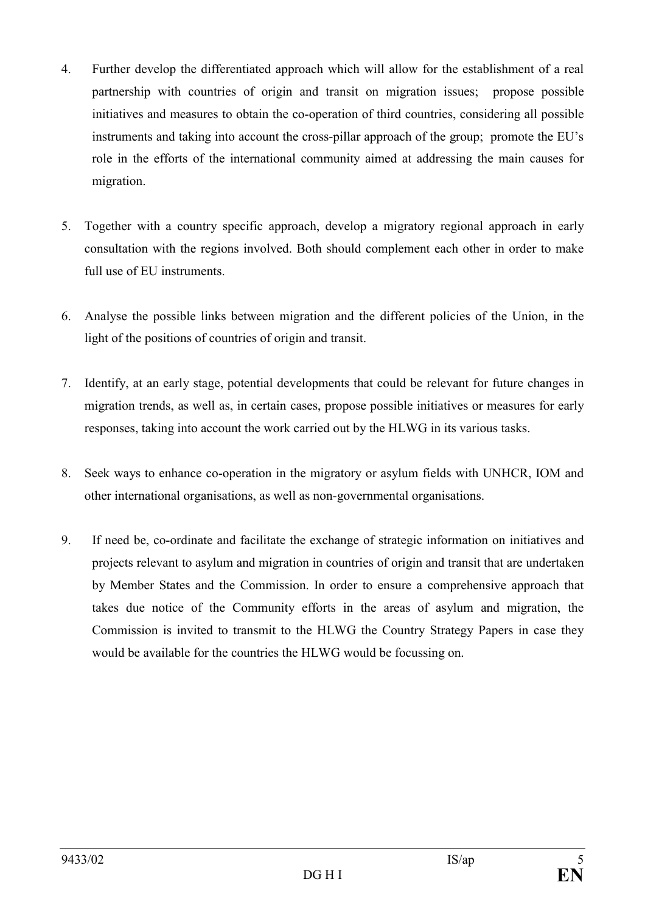4. Further develop the differentiated approach which will allow for the establishment of a real partnership with countries of origin and transit on migration issues; propose possible initiatives and measures to obtain the co-operation of third countries, considering all possible instruments and taking into account the cross-pillar approach of the group; promote the EU's role in the efforts of the international community aimed at addressing the main causes for migration.

5. Together with a country specific approach, develop a migratory regional approach in early consultation with the regions involved. Both should complement each other in order to make full use of EU instruments.

6. Analyse the possible links between migration and the different policies of the Union, in the light of the positions of countries of origin and transit.

7. Identify, at an early stage, potential developments that could be relevant for future changes in migration trends, as well as, in certain cases, propose possible initiatives or measures for early responses, taking into account the work carried out by the HLWG in its various tasks.

8. Seek ways to enhance co-operation in the migratory or asylum fields with UNHCR, IOM and other international organisations, as well as non-governmental organisations.

9. If need be, co-ordinate and facilitate the exchange of strategic information on initiatives and projects relevant to asylum and migration in countries of origin and transit that are undertaken by Member States and the Commission. In order to ensure a comprehensive approach that takes due notice of the Community efforts in the areas of asylum and migration, the Commission is invited to transmit to the HLWG the Country Strategy Papers in case they would be available for the countries the HLWG would be focussing on.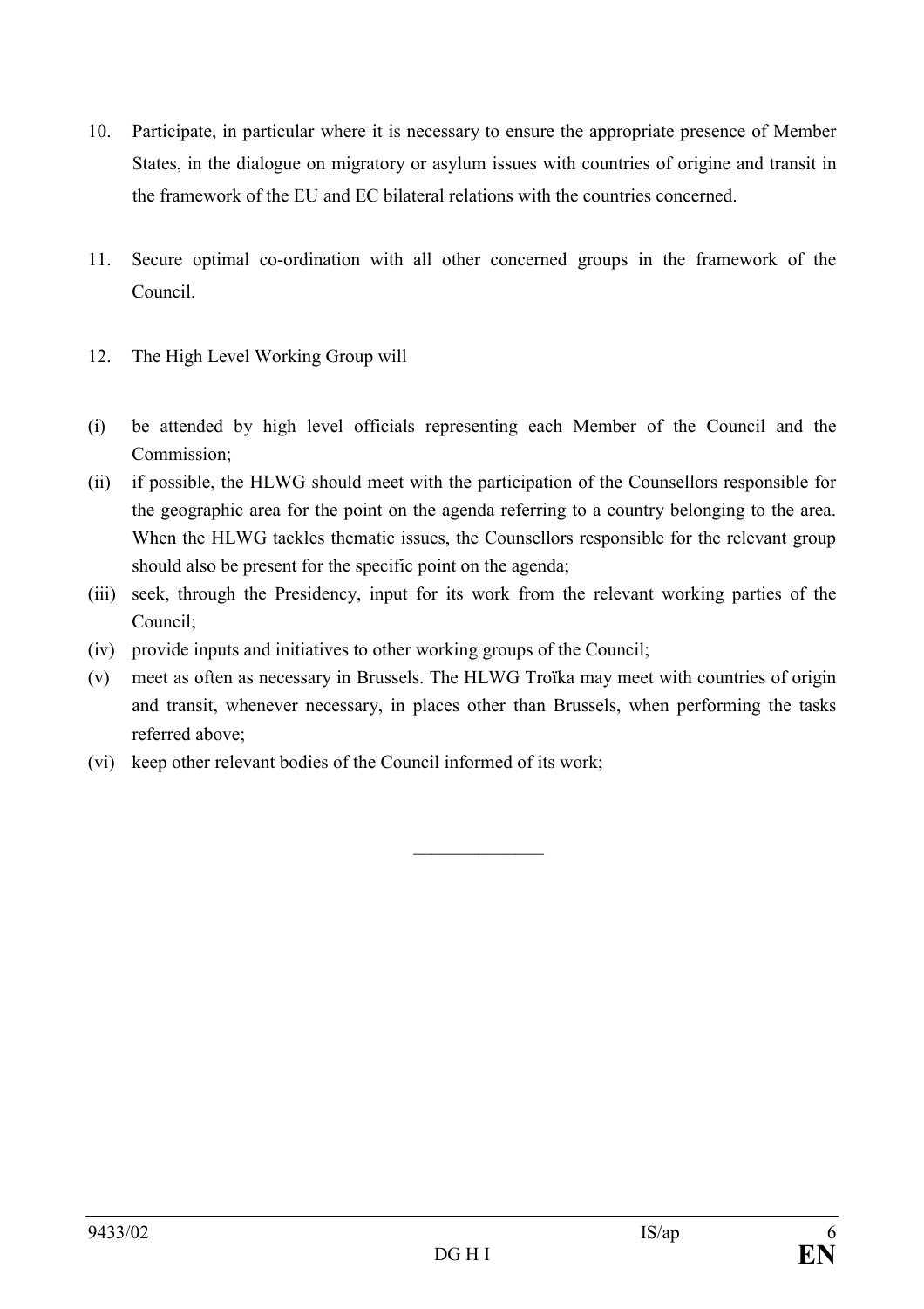10. Participate, in particular where it is necessary to ensure the appropriate presence of Member States, in the dialogue on migratory or asylum issues with countries of origine and transit in the framework of the EU and EC bilateral relations with the countries concerned.

11. Secure optimal co-ordination with all other concerned groups in the framework of the Council.

12. The High Level Working Group will

(i) be attended by high level officials representing each Member of the Council and the Commission;

(ii) if possible, the HLWG should meet with the participation of the Counsellors responsible for the geographic area for the point on the agenda referring to a country belonging to the area. When the HLWG tackles thematic issues, the Counsellors responsible for the relevant group should also be present for the specific point on the agenda;

(iii) seek, through the Presidency, input for its work from the relevant working parties of the Council;

(iv) provide inputs and initiatives to other working groups of the Council;

(v) meet as often as necessary in Brussels. The HLWG Troïka may meet with countries of origin and transit, whenever necessary, in places other than Brussels, when performing the tasks referred above;

(vi) keep other relevant bodies of the Council informed of its work;

---